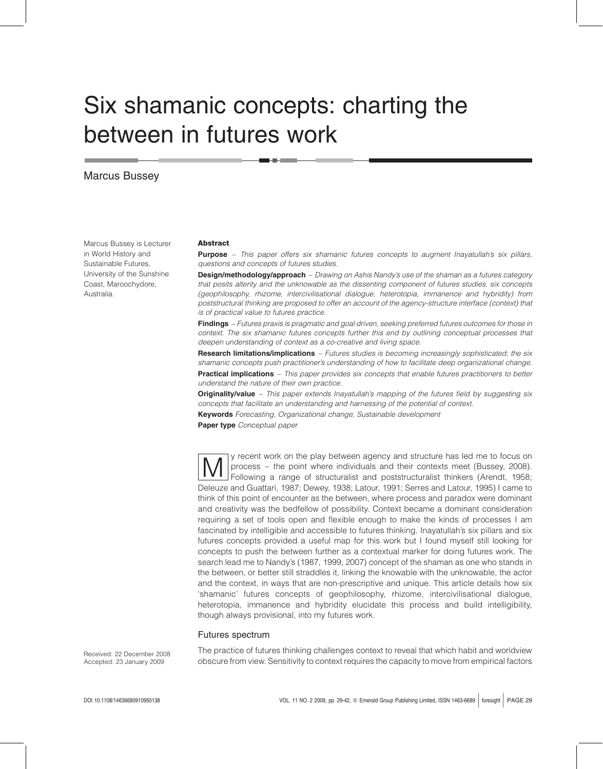# Six shamanic concepts: charting the between in futures work

Marcus Bussey

Marcus Bussey is Lecturer in World History and Sustainable Futures, University of the Sunshine Coast, Maroochydore, Australia.

**Abstract**

**Purpose** – *This paper offers six shamanic futures concepts to augment Inayatullah's six pillars, questions and concepts of futures studies.*

**Design/methodology/approach** – *Drawing on Ashis Nandy's use of the shaman as a futures category that posits alterity and the unknowable as the dissenting component of futures studies, six concepts (geophilosophy, rhizome, intercivilisational dialogue, heterotopia, immanence and hybridity) from poststructural thinking are proposed to offer an account of the agency-structure interface (context) that is of practical value to futures practice.*

**Findings** – *Futures praxis is pragmatic and goal driven, seeking preferred futures outcomes for those in context. The six shamanic futures concepts further this end by outlining conceptual processes that deepen understanding of context as a co-creative and living space.*

**Research limitations/implications** – *Futures studies is becoming increasingly sophisticated; the six shamanic concepts push practitioner's understanding of how to facilitate deep organizational change.*

**Practical implications** – *This paper provides six concepts that enable futures practitioners to better understand the nature of their own practice.*

**Originality/value** – *This paper extends Inayatullah's mapping of the futures field by suggesting six concepts that facilitate an understanding and harnessing of the potential of context.*

**Keywords** *Forecasting, Organizational change, Sustainable development*

**Paper type** *Conceptual paper*

My recent work on the play between agency and structure has led me to focus on process – the point where individuals and their contexts meet (Bussey, 2008). Following a range of structuralist and poststructuralist thinkers (Arendt, 1958; Deleuze and Guattari, 1987; Dewey, 1938; Latour, 1991; Serres and Latour, 1995) I came to think of this point of encounter as the between, where process and paradox were dominant and creativity was the bedfellow of possibility. Context became a dominant consideration requiring a set of tools open and flexible enough to make the kinds of processes I am fascinated by intelligible and accessible to futures thinking. Inayatullah's six pillars and six futures concepts provided a useful map for this work but I found myself still looking for concepts to push the between further as a contextual marker for doing futures work. The search lead me to Nandy's (1987, 1999, 2007) concept of the shaman as one who stands in the between, or better still straddles it, linking the knowable with the unknowable, the actor and the context, in ways that are non-prescriptive and unique. This article details how six 'shamanic' futures concepts of geophilosophy, rhizome, intercivilisational dialogue, heterotopia, immanence and hybridity elucidate this process and build intelligibility, though always provisional, into my futures work.

## Futures spectrum

Received: 22 December 2008
Accepted: 23 January 2009

The practice of futures thinking challenges context to reveal that which habit and worldview obscure from view. Sensitivity to context requires the capacity to move from empirical factors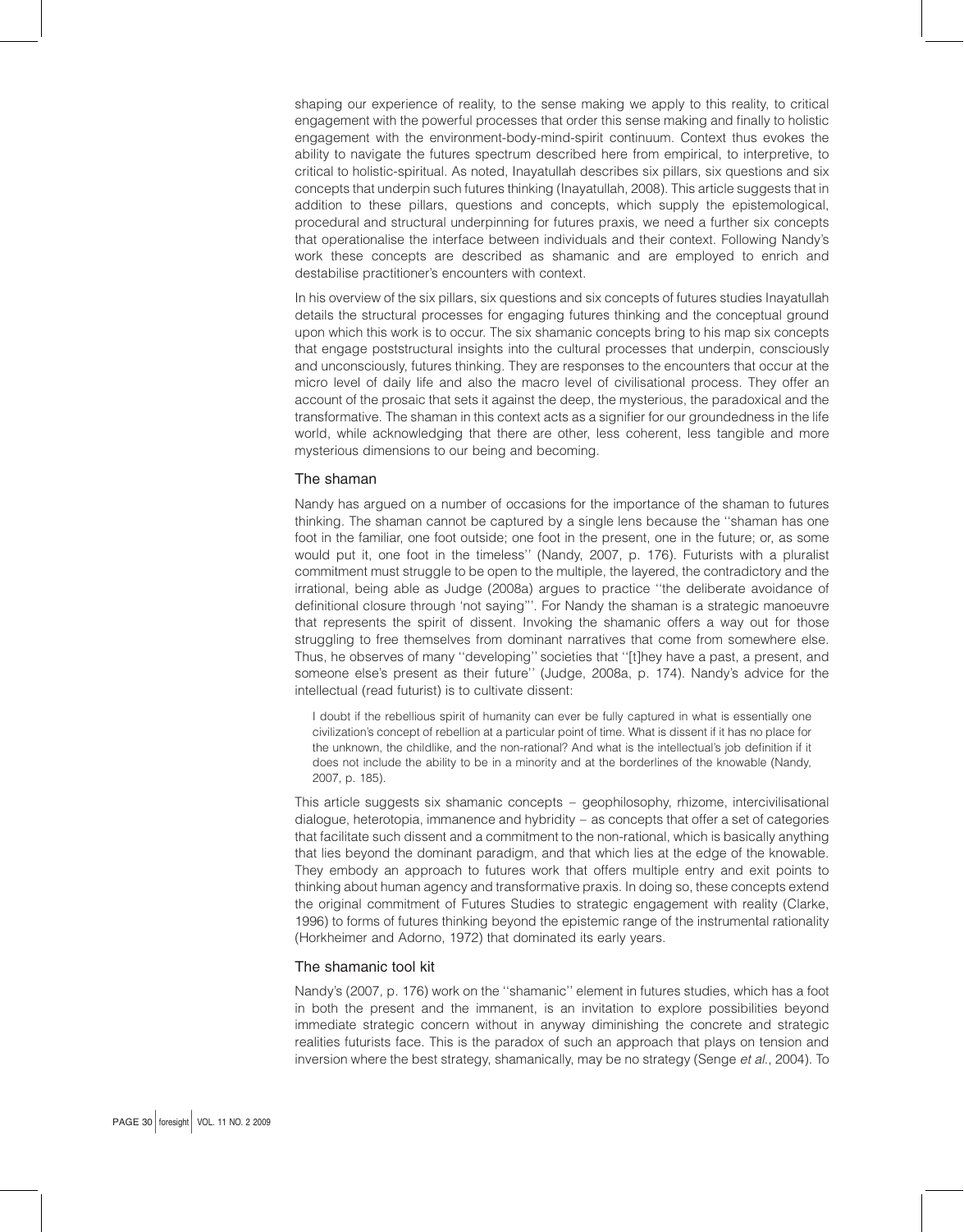shaping our experience of reality, to the sense making we apply to this reality, to critical engagement with the powerful processes that order this sense making and finally to holistic engagement with the environment-body-mind-spirit continuum. Context thus evokes the ability to navigate the futures spectrum described here from empirical, to interpretive, to critical to holistic-spiritual. As noted, Inayatullah describes six pillars, six questions and six concepts that underpin such futures thinking (Inayatullah, 2008). This article suggests that in addition to these pillars, questions and concepts, which supply the epistemological, procedural and structural underpinning for futures praxis, we need a further six concepts that operationalise the interface between individuals and their context. Following Nandy's work these concepts are described as shamanic and are employed to enrich and destabilise practitioner's encounters with context.

In his overview of the six pillars, six questions and six concepts of futures studies Inayatullah details the structural processes for engaging futures thinking and the conceptual ground upon which this work is to occur. The six shamanic concepts bring to his map six concepts that engage poststructural insights into the cultural processes that underpin, consciously and unconsciously, futures thinking. They are responses to the encounters that occur at the micro level of daily life and also the macro level of civilisational process. They offer an account of the prosaic that sets it against the deep, the mysterious, the paradoxical and the transformative. The shaman in this context acts as a signifier for our groundedness in the life world, while acknowledging that there are other, less coherent, less tangible and more mysterious dimensions to our being and becoming.

## The shaman

Nandy has argued on a number of occasions for the importance of the shaman to futures thinking. The shaman cannot be captured by a single lens because the ''shaman has one foot in the familiar, one foot outside; one foot in the present, one in the future; or, as some would put it, one foot in the timeless'' (Nandy, 2007, p. 176). Futurists with a pluralist commitment must struggle to be open to the multiple, the layered, the contradictory and the irrational, being able as Judge (2008a) argues to practice ''the deliberate avoidance of definitional closure through 'not saying'''. For Nandy the shaman is a strategic manoeuvre that represents the spirit of dissent. Invoking the shamanic offers a way out for those struggling to free themselves from dominant narratives that come from somewhere else. Thus, he observes of many ''developing'' societies that ''[t]hey have a past, a present, and someone else's present as their future'' (Judge, 2008a, p. 174). Nandy's advice for the intellectual (read futurist) is to cultivate dissent:

> I doubt if the rebellious spirit of humanity can ever be fully captured in what is essentially one civilization's concept of rebellion at a particular point of time. What is dissent if it has no place for the unknown, the childlike, and the non-rational? And what is the intellectual's job definition if it does not include the ability to be in a minority and at the borderlines of the knowable (Nandy, 2007, p. 185).

This article suggests six shamanic concepts – geophilosophy, rhizome, intercivilisational dialogue, heterotopia, immanence and hybridity – as concepts that offer a set of categories that facilitate such dissent and a commitment to the non-rational, which is basically anything that lies beyond the dominant paradigm, and that which lies at the edge of the knowable. They embody an approach to futures work that offers multiple entry and exit points to thinking about human agency and transformative praxis. In doing so, these concepts extend the original commitment of Futures Studies to strategic engagement with reality (Clarke, 1996) to forms of futures thinking beyond the epistemic range of the instrumental rationality (Horkheimer and Adorno, 1972) that dominated its early years.

## The shamanic tool kit

Nandy's (2007, p. 176) work on the ''shamanic'' element in futures studies, which has a foot in both the present and the immanent, is an invitation to explore possibilities beyond immediate strategic concern without in anyway diminishing the concrete and strategic realities futurists face. This is the paradox of such an approach that plays on tension and inversion where the best strategy, shamanically, may be no strategy (Senge *et al.*, 2004). To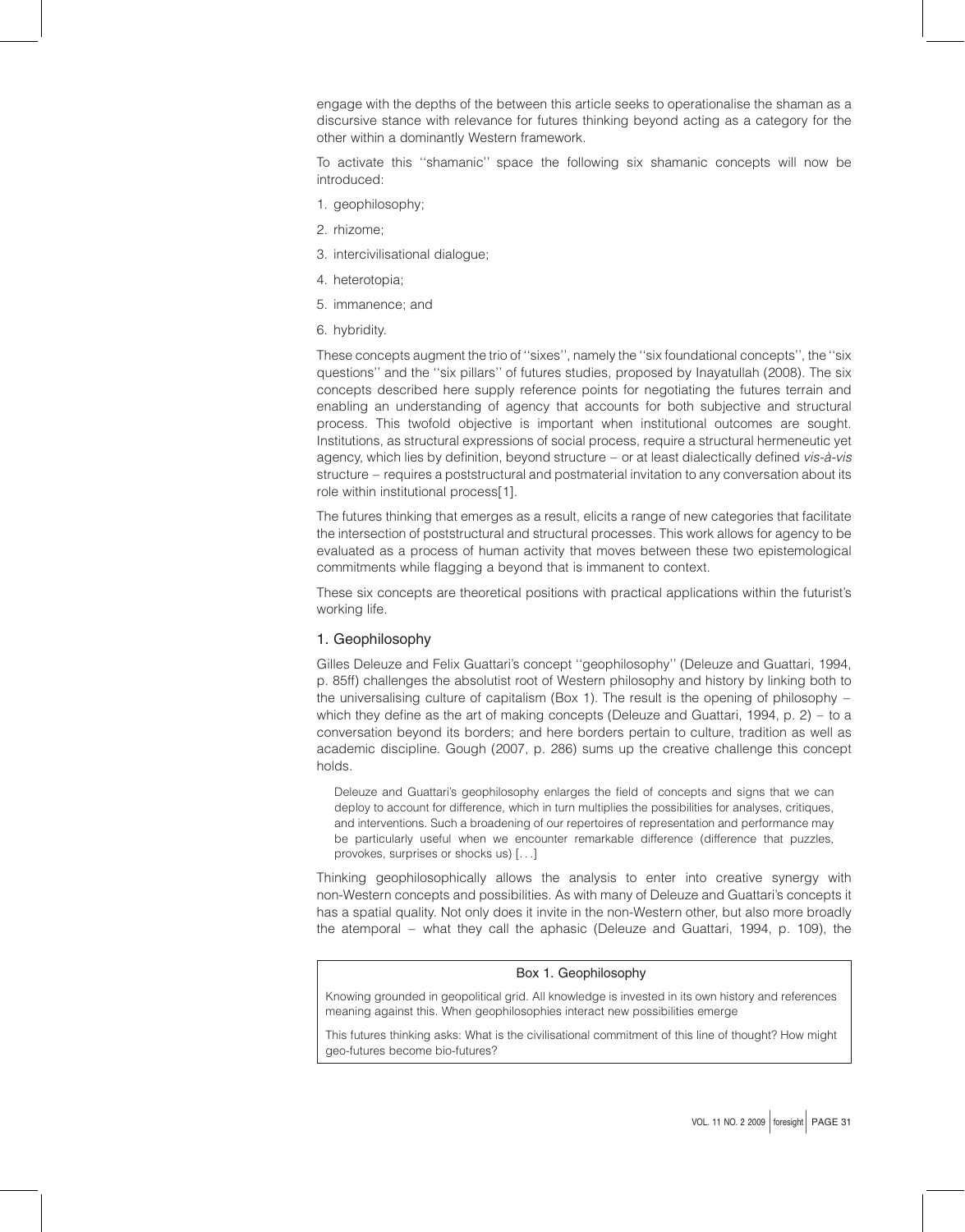engage with the depths of the between this article seeks to operationalise the shaman as a discursive stance with relevance for futures thinking beyond acting as a category for the other within a dominantly Western framework.

To activate this ''shamanic'' space the following six shamanic concepts will now be introduced:

1. geophilosophy;
2. rhizome;
3. intercivilisational dialogue;
4. heterotopia;
5. immanence; and
6. hybridity.

These concepts augment the trio of ''sixes'', namely the ''six foundational concepts'', the ''six questions'' and the ''six pillars'' of futures studies, proposed by Inayatullah (2008). The six concepts described here supply reference points for negotiating the futures terrain and enabling an understanding of agency that accounts for both subjective and structural process. This twofold objective is important when institutional outcomes are sought. Institutions, as structural expressions of social process, require a structural hermeneutic yet agency, which lies by definition, beyond structure – or at least dialectically defined *vis-à-vis* structure – requires a poststructural and postmaterial invitation to any conversation about its role within institutional process[1].

The futures thinking that emerges as a result, elicits a range of new categories that facilitate the intersection of poststructural and structural processes. This work allows for agency to be evaluated as a process of human activity that moves between these two epistemological commitments while flagging a beyond that is immanent to context.

These six concepts are theoretical positions with practical applications within the futurist's working life.

## 1. Geophilosophy

Gilles Deleuze and Felix Guattari's concept ''geophilosophy'' (Deleuze and Guattari, 1994, p. 85ff) challenges the absolutist root of Western philosophy and history by linking both to the universalising culture of capitalism (Box 1). The result is the opening of philosophy – which they define as the art of making concepts (Deleuze and Guattari, 1994, p. 2) – to a conversation beyond its borders; and here borders pertain to culture, tradition as well as academic discipline. Gough (2007, p. 286) sums up the creative challenge this concept holds.

> Deleuze and Guattari's geophilosophy enlarges the field of concepts and signs that we can deploy to account for difference, which in turn multiplies the possibilities for analyses, critiques, and interventions. Such a broadening of our repertoires of representation and performance may be particularly useful when we encounter remarkable difference (difference that puzzles, provokes, surprises or shocks us) [. . .]

Thinking geophilosophically allows the analysis to enter into creative synergy with non-Western concepts and possibilities. As with many of Deleuze and Guattari's concepts it has a spatial quality. Not only does it invite in the non-Western other, but also more broadly the atemporal – what they call the aphasic (Deleuze and Guattari, 1994, p. 109), the

> **Box 1. Geophilosophy**
>
> Knowing grounded in geopolitical grid. All knowledge is invested in its own history and references meaning against this. When geophilosophies interact new possibilities emerge
>
> This futures thinking asks: What is the civilisational commitment of this line of thought? How might geo-futures become bio-futures?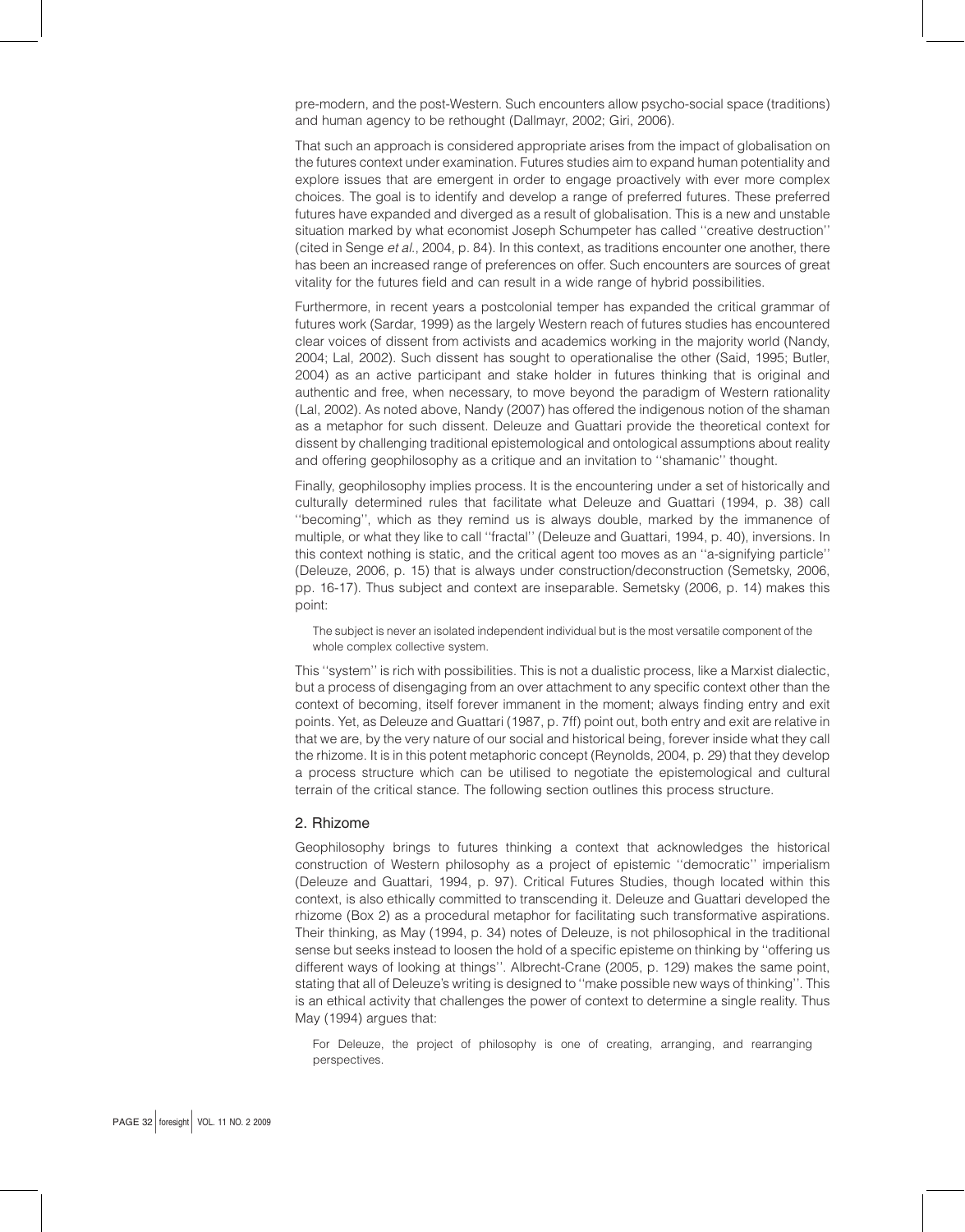pre-modern, and the post-Western. Such encounters allow psycho-social space (traditions) and human agency to be rethought (Dallmayr, 2002; Giri, 2006).

That such an approach is considered appropriate arises from the impact of globalisation on the futures context under examination. Futures studies aim to expand human potentiality and explore issues that are emergent in order to engage proactively with ever more complex choices. The goal is to identify and develop a range of preferred futures. These preferred futures have expanded and diverged as a result of globalisation. This is a new and unstable situation marked by what economist Joseph Schumpeter has called ''creative destruction'' (cited in Senge *et al.*, 2004, p. 84). In this context, as traditions encounter one another, there has been an increased range of preferences on offer. Such encounters are sources of great vitality for the futures field and can result in a wide range of hybrid possibilities.

Furthermore, in recent years a postcolonial temper has expanded the critical grammar of futures work (Sardar, 1999) as the largely Western reach of futures studies has encountered clear voices of dissent from activists and academics working in the majority world (Nandy, 2004; Lal, 2002). Such dissent has sought to operationalise the other (Said, 1995; Butler, 2004) as an active participant and stake holder in futures thinking that is original and authentic and free, when necessary, to move beyond the paradigm of Western rationality (Lal, 2002). As noted above, Nandy (2007) has offered the indigenous notion of the shaman as a metaphor for such dissent. Deleuze and Guattari provide the theoretical context for dissent by challenging traditional epistemological and ontological assumptions about reality and offering geophilosophy as a critique and an invitation to ''shamanic'' thought.

Finally, geophilosophy implies process. It is the encountering under a set of historically and culturally determined rules that facilitate what Deleuze and Guattari (1994, p. 38) call ''becoming'', which as they remind us is always double, marked by the immanence of multiple, or what they like to call ''fractal'' (Deleuze and Guattari, 1994, p. 40), inversions. In this context nothing is static, and the critical agent too moves as an ''a-signifying particle'' (Deleuze, 2006, p. 15) that is always under construction/deconstruction (Semetsky, 2006, pp. 16-17). Thus subject and context are inseparable. Semetsky (2006, p. 14) makes this point:

> The subject is never an isolated independent individual but is the most versatile component of the whole complex collective system.

This ''system'' is rich with possibilities. This is not a dualistic process, like a Marxist dialectic, but a process of disengaging from an over attachment to any specific context other than the context of becoming, itself forever immanent in the moment; always finding entry and exit points. Yet, as Deleuze and Guattari (1987, p. 7ff) point out, both entry and exit are relative in that we are, by the very nature of our social and historical being, forever inside what they call the rhizome. It is in this potent metaphoric concept (Reynolds, 2004, p. 29) that they develop a process structure which can be utilised to negotiate the epistemological and cultural terrain of the critical stance. The following section outlines this process structure.

## 2. Rhizome

Geophilosophy brings to futures thinking a context that acknowledges the historical construction of Western philosophy as a project of epistemic ''democratic'' imperialism (Deleuze and Guattari, 1994, p. 97). Critical Futures Studies, though located within this context, is also ethically committed to transcending it. Deleuze and Guattari developed the rhizome (Box 2) as a procedural metaphor for facilitating such transformative aspirations. Their thinking, as May (1994, p. 34) notes of Deleuze, is not philosophical in the traditional sense but seeks instead to loosen the hold of a specific episteme on thinking by ''offering us different ways of looking at things''. Albrecht-Crane (2005, p. 129) makes the same point, stating that all of Deleuze's writing is designed to ''make possible new ways of thinking''. This is an ethical activity that challenges the power of context to determine a single reality. Thus May (1994) argues that:

> For Deleuze, the project of philosophy is one of creating, arranging, and rearranging perspectives.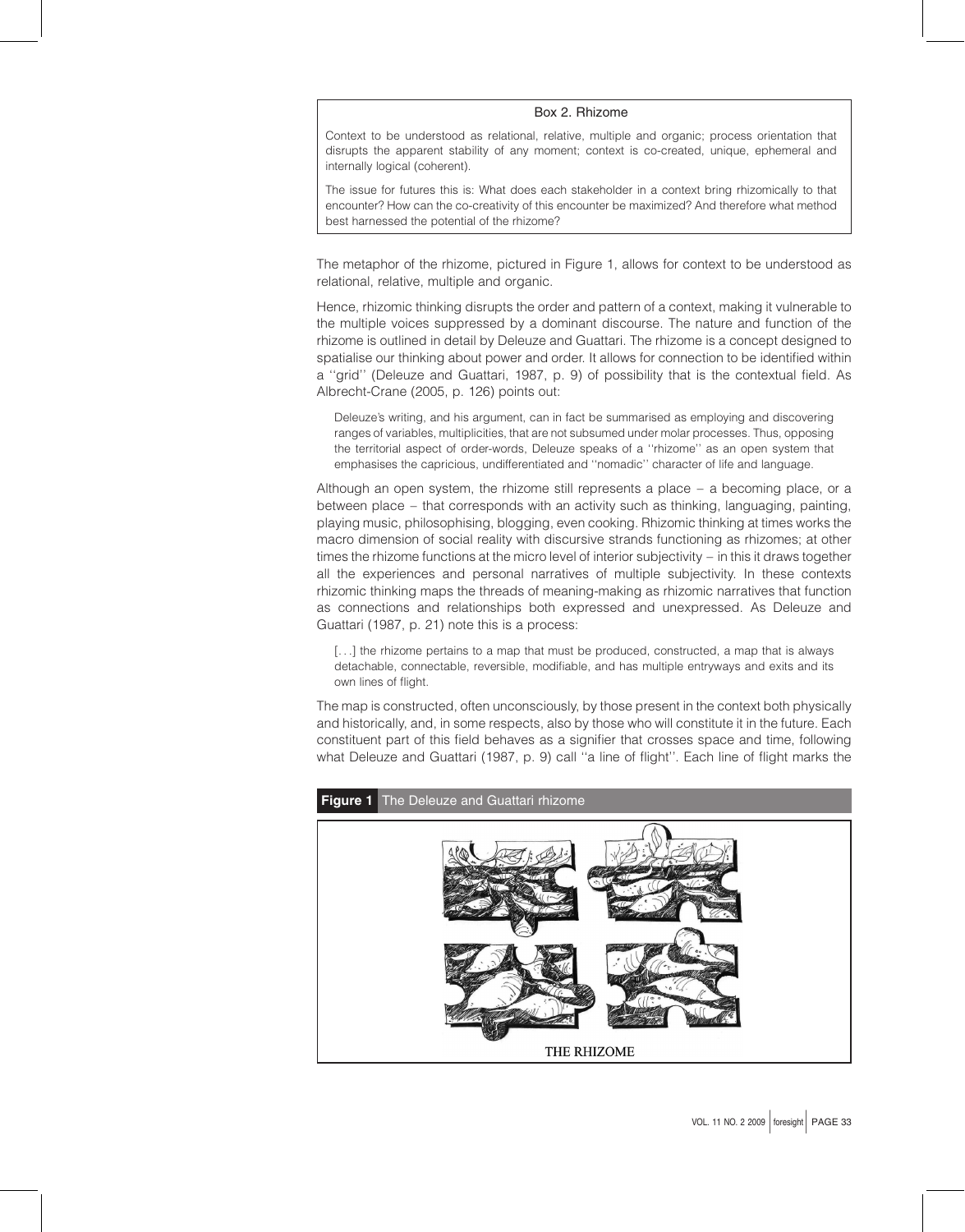**Box 2. Rhizome**

Context to be understood as relational, relative, multiple and organic; process orientation that disrupts the apparent stability of any moment; context is co-created, unique, ephemeral and internally logical (coherent).

The issue for futures this is: What does each stakeholder in a context bring rhizomically to that encounter? How can the co-creativity of this encounter be maximized? And therefore what method best harnessed the potential of the rhizome?

The metaphor of the rhizome, pictured in Figure 1, allows for context to be understood as relational, relative, multiple and organic.

Hence, rhizomic thinking disrupts the order and pattern of a context, making it vulnerable to the multiple voices suppressed by a dominant discourse. The nature and function of the rhizome is outlined in detail by Deleuze and Guattari. The rhizome is a concept designed to spatialise our thinking about power and order. It allows for connection to be identified within a ''grid'' (Deleuze and Guattari, 1987, p. 9) of possibility that is the contextual field. As Albrecht-Crane (2005, p. 126) points out:

> Deleuze's writing, and his argument, can in fact be summarised as employing and discovering ranges of variables, multiplicities, that are not subsumed under molar processes. Thus, opposing the territorial aspect of order-words, Deleuze speaks of a ''rhizome'' as an open system that emphasises the capricious, undifferentiated and ''nomadic'' character of life and language.

Although an open system, the rhizome still represents a place – a becoming place, or a between place – that corresponds with an activity such as thinking, languaging, painting, playing music, philosophising, blogging, even cooking. Rhizomic thinking at times works the macro dimension of social reality with discursive strands functioning as rhizomes; at other times the rhizome functions at the micro level of interior subjectivity – in this it draws together all the experiences and personal narratives of multiple subjectivity. In these contexts rhizomic thinking maps the threads of meaning-making as rhizomic narratives that function as connections and relationships both expressed and unexpressed. As Deleuze and Guattari (1987, p. 21) note this is a process:

> [. . .] the rhizome pertains to a map that must be produced, constructed, a map that is always detachable, connectable, reversible, modifiable, and has multiple entryways and exits and its own lines of flight.

The map is constructed, often unconsciously, by those present in the context both physically and historically, and, in some respects, also by those who will constitute it in the future. Each constituent part of this field behaves as a signifier that crosses space and time, following what Deleuze and Guattari (1987, p. 9) call ''a line of flight''. Each line of flight marks the

**Figure 1** The Deleuze and Guattari rhizome

THE RHIZOME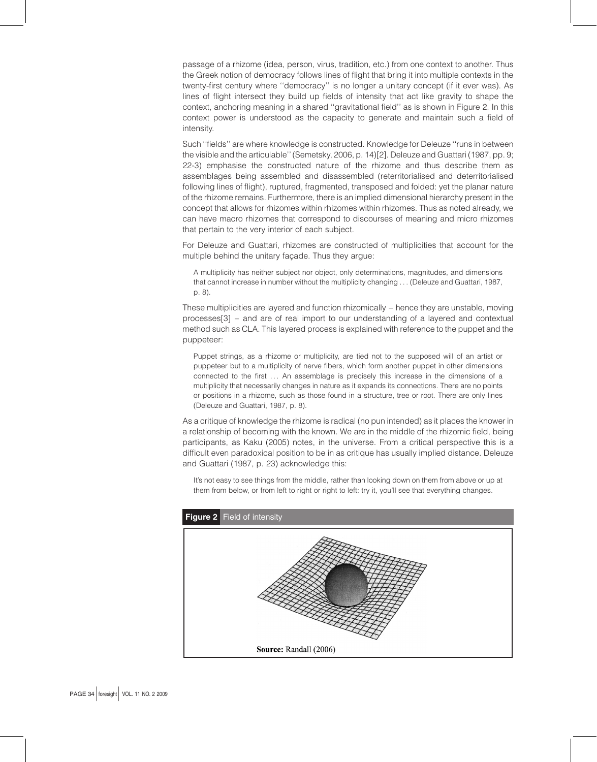passage of a rhizome (idea, person, virus, tradition, etc.) from one context to another. Thus the Greek notion of democracy follows lines of flight that bring it into multiple contexts in the twenty-first century where ''democracy'' is no longer a unitary concept (if it ever was). As lines of flight intersect they build up fields of intensity that act like gravity to shape the context, anchoring meaning in a shared ''gravitational field'' as is shown in Figure 2. In this context power is understood as the capacity to generate and maintain such a field of intensity.

Such ''fields'' are where knowledge is constructed. Knowledge for Deleuze ''runs in between the visible and the articulable'' (Semetsky, 2006, p. 14)[2]. Deleuze and Guattari (1987, pp. 9; 22-3) emphasise the constructed nature of the rhizome and thus describe them as assemblages being assembled and disassembled (reterritorialised and deterritorialised following lines of flight), ruptured, fragmented, transposed and folded: yet the planar nature of the rhizome remains. Furthermore, there is an implied dimensional hierarchy present in the concept that allows for rhizomes within rhizomes within rhizomes. Thus as noted already, we can have macro rhizomes that correspond to discourses of meaning and micro rhizomes that pertain to the very interior of each subject.

For Deleuze and Guattari, rhizomes are constructed of multiplicities that account for the multiple behind the unitary façade. Thus they argue:

> A multiplicity has neither subject nor object, only determinations, magnitudes, and dimensions that cannot increase in number without the multiplicity changing . . . (Deleuze and Guattari, 1987, p. 8).

These multiplicities are layered and function rhizomically – hence they are unstable, moving processes[3] – and are of real import to our understanding of a layered and contextual method such as CLA. This layered process is explained with reference to the puppet and the puppeteer:

> Puppet strings, as a rhizome or multiplicity, are tied not to the supposed will of an artist or puppeteer but to a multiplicity of nerve fibers, which form another puppet in other dimensions connected to the first . . . An assemblage is precisely this increase in the dimensions of a multiplicity that necessarily changes in nature as it expands its connections. There are no points or positions in a rhizome, such as those found in a structure, tree or root. There are only lines (Deleuze and Guattari, 1987, p. 8).

As a critique of knowledge the rhizome is radical (no pun intended) as it places the knower in a relationship of becoming with the known. We are in the middle of the rhizomic field, being participants, as Kaku (2005) notes, in the universe. From a critical perspective this is a difficult even paradoxical position to be in as critique has usually implied distance. Deleuze and Guattari (1987, p. 23) acknowledge this:

> It's not easy to see things from the middle, rather than looking down on them from above or up at them from below, or from left to right or right to left: try it, you'll see that everything changes.

**Figure 2** Field of intensity

**Source:** Randall (2006)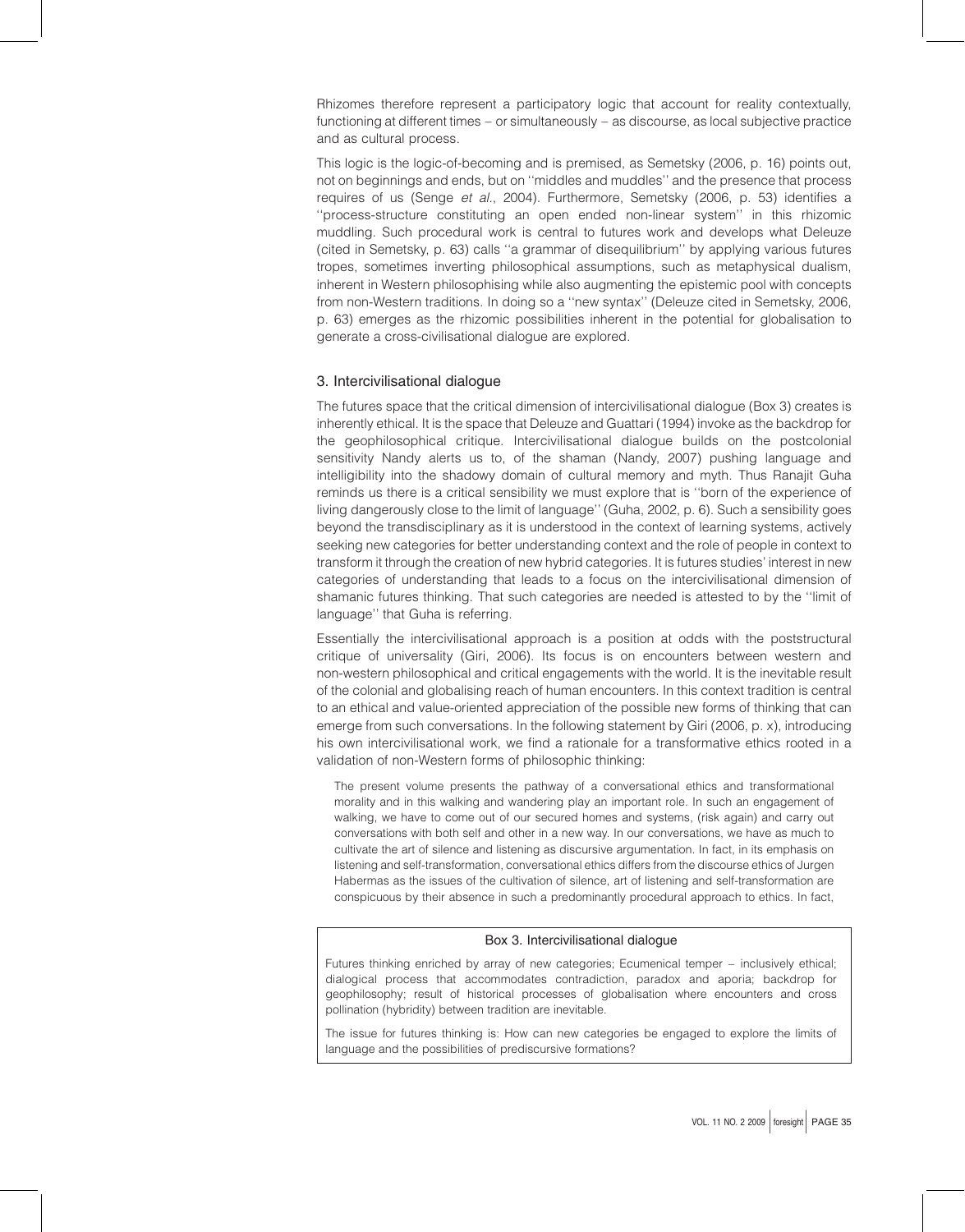Rhizomes therefore represent a participatory logic that account for reality contextually, functioning at different times – or simultaneously – as discourse, as local subjective practice and as cultural process.

This logic is the logic-of-becoming and is premised, as Semetsky (2006, p. 16) points out, not on beginnings and ends, but on ''middles and muddles'' and the presence that process requires of us (Senge *et al.*, 2004). Furthermore, Semetsky (2006, p. 53) identifies a ''process-structure constituting an open ended non-linear system'' in this rhizomic muddling. Such procedural work is central to futures work and develops what Deleuze (cited in Semetsky, p. 63) calls ''a grammar of disequilibrium'' by applying various futures tropes, sometimes inverting philosophical assumptions, such as metaphysical dualism, inherent in Western philosophising while also augmenting the epistemic pool with concepts from non-Western traditions. In doing so a ''new syntax'' (Deleuze cited in Semetsky, 2006, p. 63) emerges as the rhizomic possibilities inherent in the potential for globalisation to generate a cross-civilisational dialogue are explored.

## 3. Intercivilisational dialogue

The futures space that the critical dimension of intercivilisational dialogue (Box 3) creates is inherently ethical. It is the space that Deleuze and Guattari (1994) invoke as the backdrop for the geophilosophical critique. Intercivilisational dialogue builds on the postcolonial sensitivity Nandy alerts us to, of the shaman (Nandy, 2007) pushing language and intelligibility into the shadowy domain of cultural memory and myth. Thus Ranajit Guha reminds us there is a critical sensibility we must explore that is ''born of the experience of living dangerously close to the limit of language'' (Guha, 2002, p. 6). Such a sensibility goes beyond the transdisciplinary as it is understood in the context of learning systems, actively seeking new categories for better understanding context and the role of people in context to transform it through the creation of new hybrid categories. It is futures studies' interest in new categories of understanding that leads to a focus on the intercivilisational dimension of shamanic futures thinking. That such categories are needed is attested to by the ''limit of language'' that Guha is referring.

Essentially the intercivilisational approach is a position at odds with the poststructural critique of universality (Giri, 2006). Its focus is on encounters between western and non-western philosophical and critical engagements with the world. It is the inevitable result of the colonial and globalising reach of human encounters. In this context tradition is central to an ethical and value-oriented appreciation of the possible new forms of thinking that can emerge from such conversations. In the following statement by Giri (2006, p. x), introducing his own intercivilisational work, we find a rationale for a transformative ethics rooted in a validation of non-Western forms of philosophic thinking:

> The present volume presents the pathway of a conversational ethics and transformational morality and in this walking and wandering play an important role. In such an engagement of walking, we have to come out of our secured homes and systems, (risk again) and carry out conversations with both self and other in a new way. In our conversations, we have as much to cultivate the art of silence and listening as discursive argumentation. In fact, in its emphasis on listening and self-transformation, conversational ethics differs from the discourse ethics of Jurgen Habermas as the issues of the cultivation of silence, art of listening and self-transformation are conspicuous by their absence in such a predominantly procedural approach to ethics. In fact,

**Box 3. Intercivilisational dialogue**

Futures thinking enriched by array of new categories; Ecumenical temper – inclusively ethical; dialogical process that accommodates contradiction, paradox and aporia; backdrop for geophilosophy; result of historical processes of globalisation where encounters and cross pollination (hybridity) between tradition are inevitable.

The issue for futures thinking is: How can new categories be engaged to explore the limits of language and the possibilities of prediscursive formations?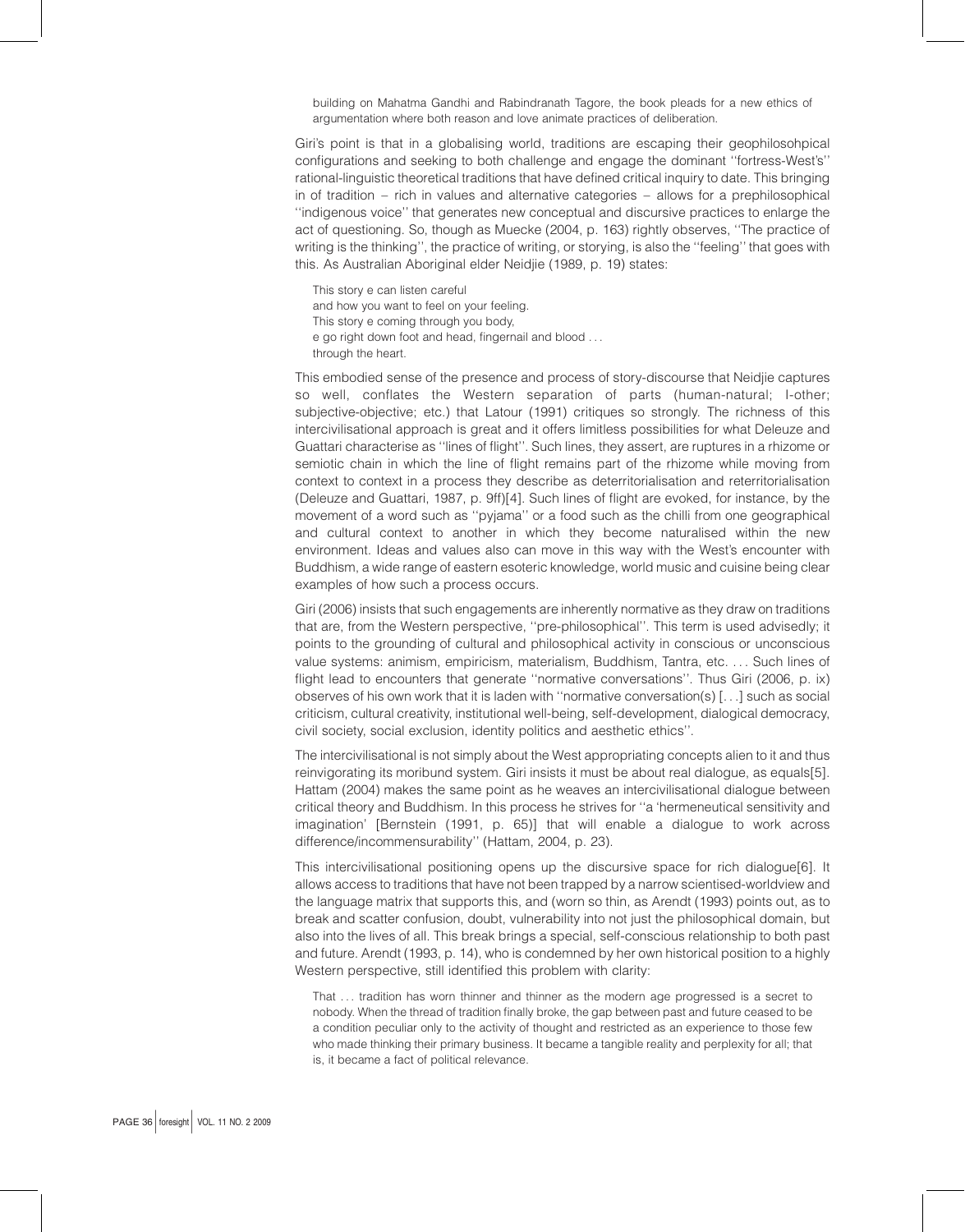> building on Mahatma Gandhi and Rabindranath Tagore, the book pleads for a new ethics of argumentation where both reason and love animate practices of deliberation.

Giri's point is that in a globalising world, traditions are escaping their geophilosohpical configurations and seeking to both challenge and engage the dominant ''fortress-West's'' rational-linguistic theoretical traditions that have defined critical inquiry to date. This bringing in of tradition – rich in values and alternative categories – allows for a prephilosophical ''indigenous voice'' that generates new conceptual and discursive practices to enlarge the act of questioning. So, though as Muecke (2004, p. 163) rightly observes, ''The practice of writing is the thinking'', the practice of writing, or storying, is also the ''feeling'' that goes with this. As Australian Aboriginal elder Neidjie (1989, p. 19) states:

> This story e can listen careful
> and how you want to feel on your feeling.
> This story e coming through you body,
> e go right down foot and head, fingernail and blood . . .
> through the heart.

This embodied sense of the presence and process of story-discourse that Neidjie captures so well, conflates the Western separation of parts (human-natural; I-other; subjective-objective; etc.) that Latour (1991) critiques so strongly. The richness of this intercivilisational approach is great and it offers limitless possibilities for what Deleuze and Guattari characterise as ''lines of flight''. Such lines, they assert, are ruptures in a rhizome or semiotic chain in which the line of flight remains part of the rhizome while moving from context to context in a process they describe as deterritorialisation and reterritorialisation (Deleuze and Guattari, 1987, p. 9ff)[4]. Such lines of flight are evoked, for instance, by the movement of a word such as ''pyjama'' or a food such as the chilli from one geographical and cultural context to another in which they become naturalised within the new environment. Ideas and values also can move in this way with the West's encounter with Buddhism, a wide range of eastern esoteric knowledge, world music and cuisine being clear examples of how such a process occurs.

Giri (2006) insists that such engagements are inherently normative as they draw on traditions that are, from the Western perspective, ''pre-philosophical''. This term is used advisedly; it points to the grounding of cultural and philosophical activity in conscious or unconscious value systems: animism, empiricism, materialism, Buddhism, Tantra, etc. . . . Such lines of flight lead to encounters that generate ''normative conversations''. Thus Giri (2006, p. ix) observes of his own work that it is laden with ''normative conversation(s) [. . .] such as social criticism, cultural creativity, institutional well-being, self-development, dialogical democracy, civil society, social exclusion, identity politics and aesthetic ethics''.

The intercivilisational is not simply about the West appropriating concepts alien to it and thus reinvigorating its moribund system. Giri insists it must be about real dialogue, as equals[5]. Hattam (2004) makes the same point as he weaves an intercivilisational dialogue between critical theory and Buddhism. In this process he strives for ''a 'hermeneutical sensitivity and imagination' [Bernstein (1991, p. 65)] that will enable a dialogue to work across difference/incommensurability'' (Hattam, 2004, p. 23).

This intercivilisational positioning opens up the discursive space for rich dialogue[6]. It allows access to traditions that have not been trapped by a narrow scientised-worldview and the language matrix that supports this, and (worn so thin, as Arendt (1993) points out, as to break and scatter confusion, doubt, vulnerability into not just the philosophical domain, but also into the lives of all. This break brings a special, self-conscious relationship to both past and future. Arendt (1993, p. 14), who is condemned by her own historical position to a highly Western perspective, still identified this problem with clarity:

> That . . . tradition has worn thinner and thinner as the modern age progressed is a secret to nobody. When the thread of tradition finally broke, the gap between past and future ceased to be a condition peculiar only to the activity of thought and restricted as an experience to those few who made thinking their primary business. It became a tangible reality and perplexity for all; that is, it became a fact of political relevance.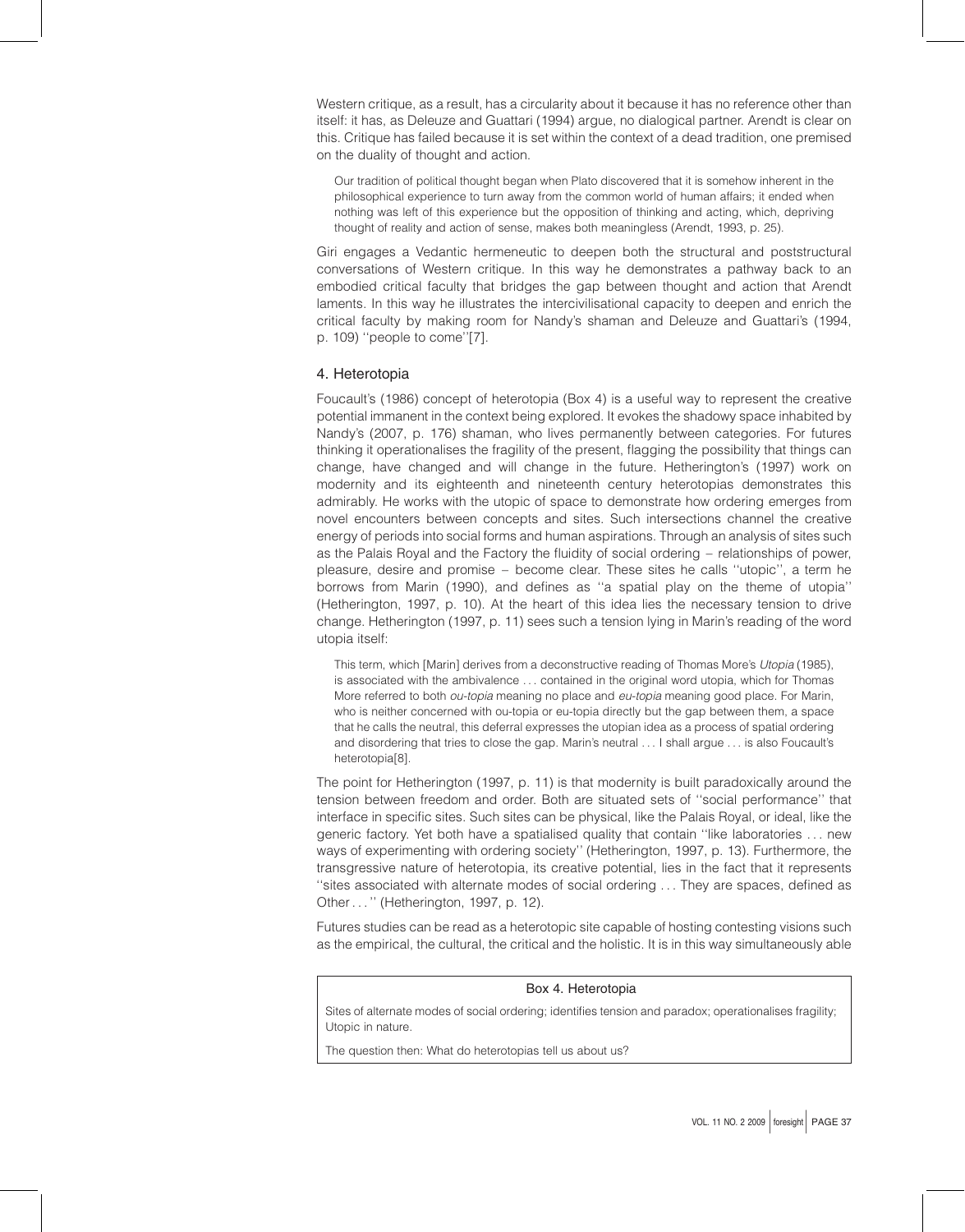Western critique, as a result, has a circularity about it because it has no reference other than itself: it has, as Deleuze and Guattari (1994) argue, no dialogical partner. Arendt is clear on this. Critique has failed because it is set within the context of a dead tradition, one premised on the duality of thought and action.

> Our tradition of political thought began when Plato discovered that it is somehow inherent in the philosophical experience to turn away from the common world of human affairs; it ended when nothing was left of this experience but the opposition of thinking and acting, which, depriving thought of reality and action of sense, makes both meaningless (Arendt, 1993, p. 25).

Giri engages a Vedantic hermeneutic to deepen both the structural and poststructural conversations of Western critique. In this way he demonstrates a pathway back to an embodied critical faculty that bridges the gap between thought and action that Arendt laments. In this way he illustrates the intercivilisational capacity to deepen and enrich the critical faculty by making room for Nandy's shaman and Deleuze and Guattari's (1994, p. 109) ''people to come''[7].

## 4. Heterotopia

Foucault's (1986) concept of heterotopia (Box 4) is a useful way to represent the creative potential immanent in the context being explored. It evokes the shadowy space inhabited by Nandy's (2007, p. 176) shaman, who lives permanently between categories. For futures thinking it operationalises the fragility of the present, flagging the possibility that things can change, have changed and will change in the future. Hetherington's (1997) work on modernity and its eighteenth and nineteenth century heterotopias demonstrates this admirably. He works with the utopic of space to demonstrate how ordering emerges from novel encounters between concepts and sites. Such intersections channel the creative energy of periods into social forms and human aspirations. Through an analysis of sites such as the Palais Royal and the Factory the fluidity of social ordering – relationships of power, pleasure, desire and promise – become clear. These sites he calls ''utopic'', a term he borrows from Marin (1990), and defines as ''a spatial play on the theme of utopia'' (Hetherington, 1997, p. 10). At the heart of this idea lies the necessary tension to drive change. Hetherington (1997, p. 11) sees such a tension lying in Marin's reading of the word utopia itself:

> This term, which [Marin] derives from a deconstructive reading of Thomas More's *Utopia* (1985), is associated with the ambivalence ... contained in the original word utopia, which for Thomas More referred to both *ou-topia* meaning no place and *eu-topia* meaning good place. For Marin, who is neither concerned with ou-topia or eu-topia directly but the gap between them, a space that he calls the neutral, this deferral expresses the utopian idea as a process of spatial ordering and disordering that tries to close the gap. Marin's neutral ... I shall argue ... is also Foucault's heterotopia[8].

The point for Hetherington (1997, p. 11) is that modernity is built paradoxically around the tension between freedom and order. Both are situated sets of ''social performance'' that interface in specific sites. Such sites can be physical, like the Palais Royal, or ideal, like the generic factory. Yet both have a spatialised quality that contain ''like laboratories ... new ways of experimenting with ordering society'' (Hetherington, 1997, p. 13). Furthermore, the transgressive nature of heterotopia, its creative potential, lies in the fact that it represents ''sites associated with alternate modes of social ordering ... They are spaces, defined as Other ...'' (Hetherington, 1997, p. 12).

Futures studies can be read as a heterotopic site capable of hosting contesting visions such as the empirical, the cultural, the critical and the holistic. It is in this way simultaneously able

> **Box 4. Heterotopia**
>
> Sites of alternate modes of social ordering; identifies tension and paradox; operationalises fragility; Utopic in nature.
>
> The question then: What do heterotopias tell us about us?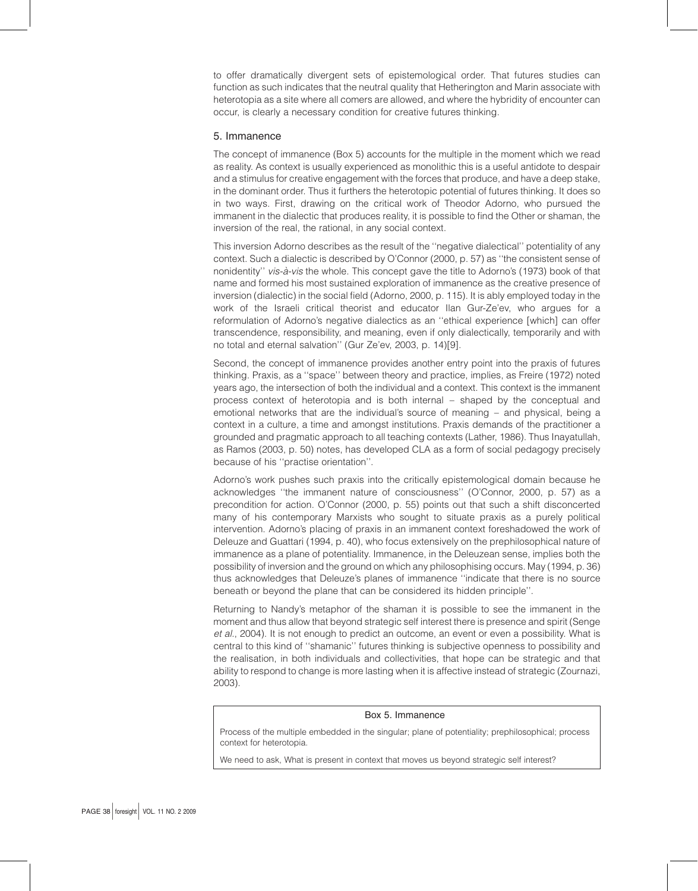to offer dramatically divergent sets of epistemological order. That futures studies can function as such indicates that the neutral quality that Hetherington and Marin associate with heterotopia as a site where all comers are allowed, and where the hybridity of encounter can occur, is clearly a necessary condition for creative futures thinking.

## 5. Immanence

The concept of immanence (Box 5) accounts for the multiple in the moment which we read as reality. As context is usually experienced as monolithic this is a useful antidote to despair and a stimulus for creative engagement with the forces that produce, and have a deep stake, in the dominant order. Thus it furthers the heterotopic potential of futures thinking. It does so in two ways. First, drawing on the critical work of Theodor Adorno, who pursued the immanent in the dialectic that produces reality, it is possible to find the Other or shaman, the inversion of the real, the rational, in any social context.

This inversion Adorno describes as the result of the ''negative dialectical'' potentiality of any context. Such a dialectic is described by O'Connor (2000, p. 57) as ''the consistent sense of nonidentity'' *vis-à-vis* the whole. This concept gave the title to Adorno's (1973) book of that name and formed his most sustained exploration of immanence as the creative presence of inversion (dialectic) in the social field (Adorno, 2000, p. 115). It is ably employed today in the work of the Israeli critical theorist and educator Ilan Gur-Ze'ev, who argues for a reformulation of Adorno's negative dialectics as an ''ethical experience [which] can offer transcendence, responsibility, and meaning, even if only dialectically, temporarily and with no total and eternal salvation'' (Gur Ze'ev, 2003, p. 14)[9].

Second, the concept of immanence provides another entry point into the praxis of futures thinking. Praxis, as a ''space'' between theory and practice, implies, as Freire (1972) noted years ago, the intersection of both the individual and a context. This context is the immanent process context of heterotopia and is both internal – shaped by the conceptual and emotional networks that are the individual's source of meaning – and physical, being a context in a culture, a time and amongst institutions. Praxis demands of the practitioner a grounded and pragmatic approach to all teaching contexts (Lather, 1986). Thus Inayatullah, as Ramos (2003, p. 50) notes, has developed CLA as a form of social pedagogy precisely because of his ''practise orientation''.

Adorno's work pushes such praxis into the critically epistemological domain because he acknowledges ''the immanent nature of consciousness'' (O'Connor, 2000, p. 57) as a precondition for action. O'Connor (2000, p. 55) points out that such a shift disconcerted many of his contemporary Marxists who sought to situate praxis as a purely political intervention. Adorno's placing of praxis in an immanent context foreshadowed the work of Deleuze and Guattari (1994, p. 40), who focus extensively on the prephilosophical nature of immanence as a plane of potentiality. Immanence, in the Deleuzean sense, implies both the possibility of inversion and the ground on which any philosophising occurs. May (1994, p. 36) thus acknowledges that Deleuze's planes of immanence ''indicate that there is no source beneath or beyond the plane that can be considered its hidden principle''.

Returning to Nandy's metaphor of the shaman it is possible to see the immanent in the moment and thus allow that beyond strategic self interest there is presence and spirit (Senge *et al.*, 2004). It is not enough to predict an outcome, an event or even a possibility. What is central to this kind of ''shamanic'' futures thinking is subjective openness to possibility and the realisation, in both individuals and collectivities, that hope can be strategic and that ability to respond to change is more lasting when it is affective instead of strategic (Zournazi, 2003).

**Box 5. Immanence**

Process of the multiple embedded in the singular; plane of potentiality; prephilosophical; process context for heterotopia.

We need to ask, What is present in context that moves us beyond strategic self interest?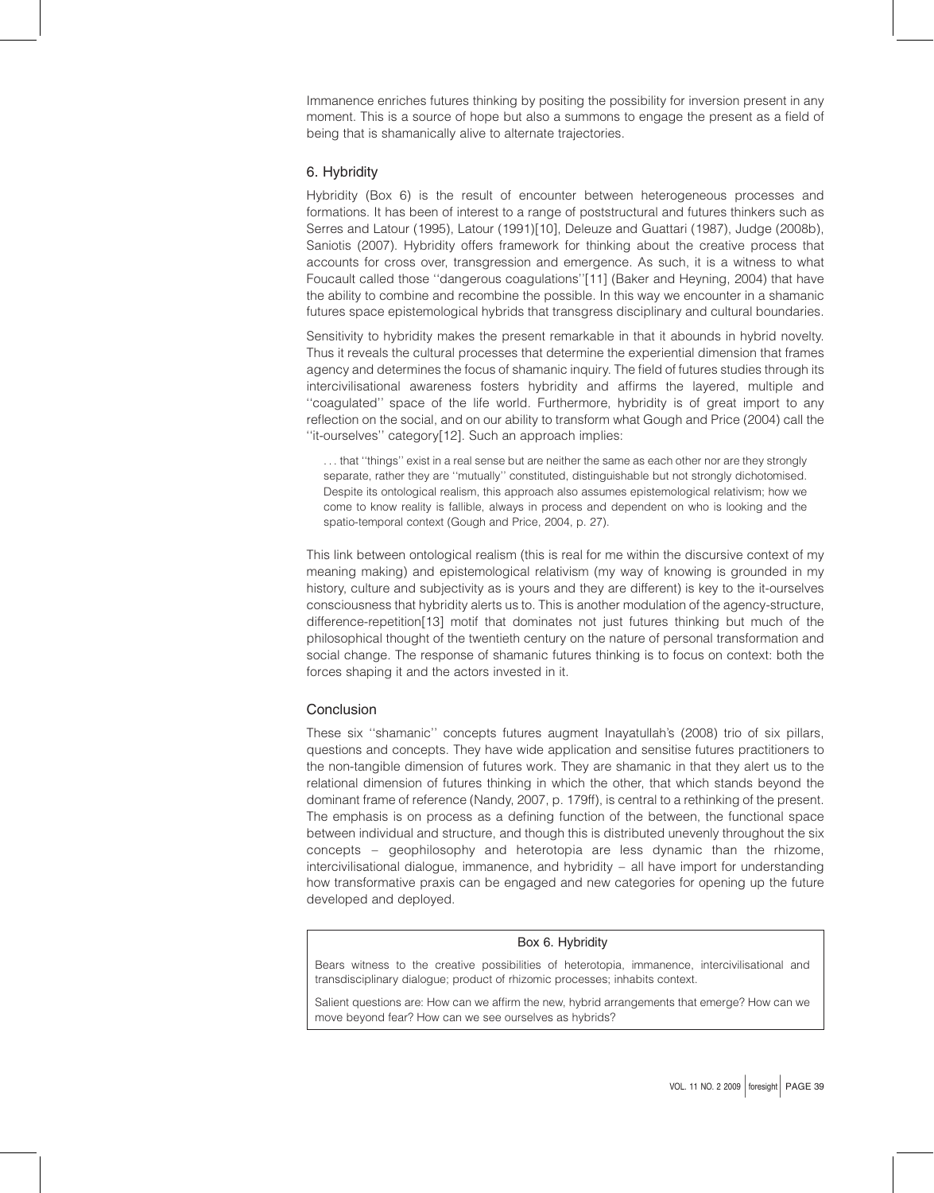Immanence enriches futures thinking by positing the possibility for inversion present in any moment. This is a source of hope but also a summons to engage the present as a field of being that is shamanically alive to alternate trajectories.

## 6. Hybridity

Hybridity (Box 6) is the result of encounter between heterogeneous processes and formations. It has been of interest to a range of poststructural and futures thinkers such as Serres and Latour (1995), Latour (1991)[10], Deleuze and Guattari (1987), Judge (2008b), Saniotis (2007). Hybridity offers framework for thinking about the creative process that accounts for cross over, transgression and emergence. As such, it is a witness to what Foucault called those ''dangerous coagulations''[11] (Baker and Heyning, 2004) that have the ability to combine and recombine the possible. In this way we encounter in a shamanic futures space epistemological hybrids that transgress disciplinary and cultural boundaries.

Sensitivity to hybridity makes the present remarkable in that it abounds in hybrid novelty. Thus it reveals the cultural processes that determine the experiential dimension that frames agency and determines the focus of shamanic inquiry. The field of futures studies through its intercivilisational awareness fosters hybridity and affirms the layered, multiple and ''coagulated'' space of the life world. Furthermore, hybridity is of great import to any reflection on the social, and on our ability to transform what Gough and Price (2004) call the ''it-ourselves'' category[12]. Such an approach implies:

> . . . that ''things'' exist in a real sense but are neither the same as each other nor are they strongly separate, rather they are ''mutually'' constituted, distinguishable but not strongly dichotomised. Despite its ontological realism, this approach also assumes epistemological relativism; how we come to know reality is fallible, always in process and dependent on who is looking and the spatio-temporal context (Gough and Price, 2004, p. 27).

This link between ontological realism (this is real for me within the discursive context of my meaning making) and epistemological relativism (my way of knowing is grounded in my history, culture and subjectivity as is yours and they are different) is key to the it-ourselves consciousness that hybridity alerts us to. This is another modulation of the agency-structure, difference-repetition[13] motif that dominates not just futures thinking but much of the philosophical thought of the twentieth century on the nature of personal transformation and social change. The response of shamanic futures thinking is to focus on context: both the forces shaping it and the actors invested in it.

## Conclusion

These six ''shamanic'' concepts futures augment Inayatullah's (2008) trio of six pillars, questions and concepts. They have wide application and sensitise futures practitioners to the non-tangible dimension of futures work. They are shamanic in that they alert us to the relational dimension of futures thinking in which the other, that which stands beyond the dominant frame of reference (Nandy, 2007, p. 179ff), is central to a rethinking of the present. The emphasis is on process as a defining function of the between, the functional space between individual and structure, and though this is distributed unevenly throughout the six concepts – geophilosophy and heterotopia are less dynamic than the rhizome, intercivilisational dialogue, immanence, and hybridity – all have import for understanding how transformative praxis can be engaged and new categories for opening up the future developed and deployed.

**Box 6. Hybridity**

Bears witness to the creative possibilities of heterotopia, immanence, intercivilisational and transdisciplinary dialogue; product of rhizomic processes; inhabits context.

Salient questions are: How can we affirm the new, hybrid arrangements that emerge? How can we move beyond fear? How can we see ourselves as hybrids?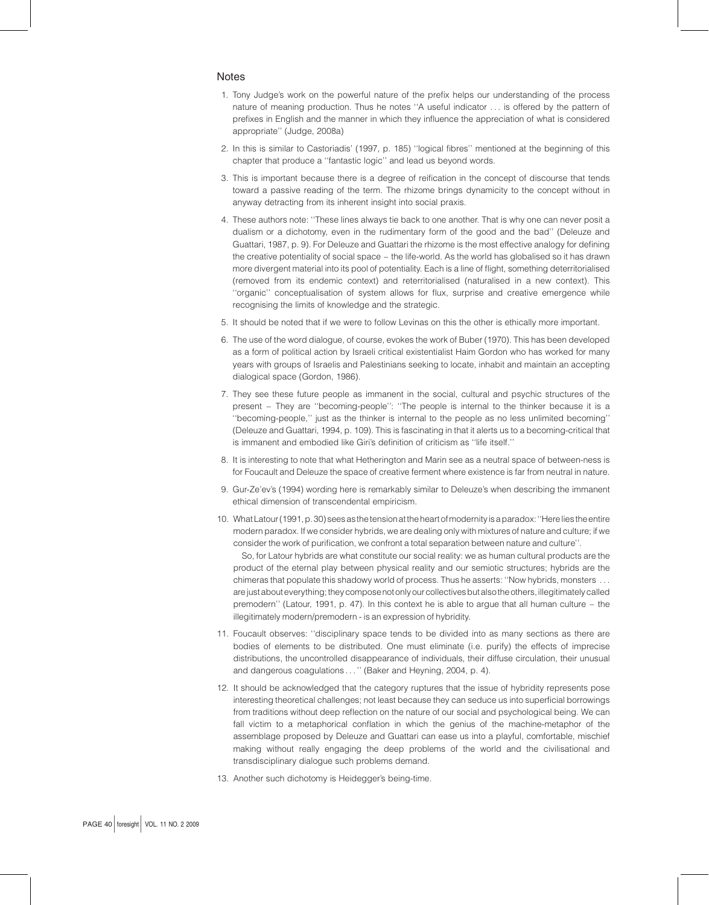## Notes

1. Tony Judge's work on the powerful nature of the prefix helps our understanding of the process nature of meaning production. Thus he notes ''A useful indicator . . . is offered by the pattern of prefixes in English and the manner in which they influence the appreciation of what is considered appropriate'' (Judge, 2008a)

2. In this is similar to Castoriadis' (1997, p. 185) ''logical fibres'' mentioned at the beginning of this chapter that produce a ''fantastic logic'' and lead us beyond words.

3. This is important because there is a degree of reification in the concept of discourse that tends toward a passive reading of the term. The rhizome brings dynamicity to the concept without in anyway detracting from its inherent insight into social praxis.

4. These authors note: ''These lines always tie back to one another. That is why one can never posit a dualism or a dichotomy, even in the rudimentary form of the good and the bad'' (Deleuze and Guattari, 1987, p. 9). For Deleuze and Guattari the rhizome is the most effective analogy for defining the creative potentiality of social space – the life-world. As the world has globalised so it has drawn more divergent material into its pool of potentiality. Each is a line of flight, something deterritorialised (removed from its endemic context) and reterritorialised (naturalised in a new context). This ''organic'' conceptualisation of system allows for flux, surprise and creative emergence while recognising the limits of knowledge and the strategic.

5. It should be noted that if we were to follow Levinas on this the other is ethically more important.

6. The use of the word dialogue, of course, evokes the work of Buber (1970). This has been developed as a form of political action by Israeli critical existentialist Haim Gordon who has worked for many years with groups of Israelis and Palestinians seeking to locate, inhabit and maintain an accepting dialogical space (Gordon, 1986).

7. They see these future people as immanent in the social, cultural and psychic structures of the present – They are ''becoming-people'': ''The people is internal to the thinker because it is a ''becoming-people,'' just as the thinker is internal to the people as no less unlimited becoming'' (Deleuze and Guattari, 1994, p. 109). This is fascinating in that it alerts us to a becoming-critical that is immanent and embodied like Giri's definition of criticism as ''life itself.''

8. It is interesting to note that what Hetherington and Marin see as a neutral space of between-ness is for Foucault and Deleuze the space of creative ferment where existence is far from neutral in nature.

9. Gur-Ze'ev's (1994) wording here is remarkably similar to Deleuze's when describing the immanent ethical dimension of transcendental empiricism.

10. What Latour (1991, p. 30) sees as the tension at the heart of modernity is a paradox: ''Here lies the entire modern paradox. If we consider hybrids, we are dealing only with mixtures of nature and culture; if we consider the work of purification, we confront a total separation between nature and culture''.

    So, for Latour hybrids are what constitute our social reality: we as human cultural products are the product of the eternal play between physical reality and our semiotic structures; hybrids are the chimeras that populate this shadowy world of process. Thus he asserts: ''Now hybrids, monsters . . . are just about everything; they compose not only our collectives but also the others, illegitimately called premodern'' (Latour, 1991, p. 47). In this context he is able to argue that all human culture – the illegitimately modern/premodern - is an expression of hybridity.

11. Foucault observes: ''disciplinary space tends to be divided into as many sections as there are bodies of elements to be distributed. One must eliminate (i.e. purify) the effects of imprecise distributions, the uncontrolled disappearance of individuals, their diffuse circulation, their unusual and dangerous coagulations . . . '' (Baker and Heyning, 2004, p. 4).

12. It should be acknowledged that the category ruptures that the issue of hybridity represents pose interesting theoretical challenges; not least because they can seduce us into superficial borrowings from traditions without deep reflection on the nature of our social and psychological being. We can fall victim to a metaphorical conflation in which the genius of the machine-metaphor of the assemblage proposed by Deleuze and Guattari can ease us into a playful, comfortable, mischief making without really engaging the deep problems of the world and the civilisational and transdisciplinary dialogue such problems demand.

13. Another such dichotomy is Heidegger's being-time.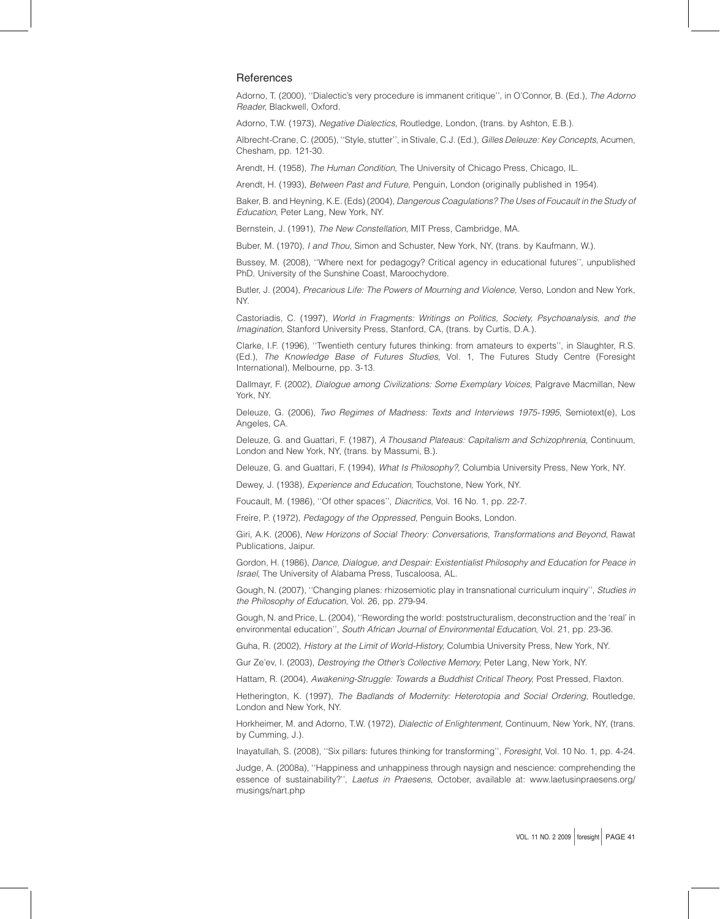## References

Adorno, T. (2000), ''Dialectic's very procedure is immanent critique'', in O'Connor, B. (Ed.), *The Adorno Reader*, Blackwell, Oxford.

Adorno, T.W. (1973), *Negative Dialectics*, Routledge, London, (trans. by Ashton, E.B.).

Albrecht-Crane, C. (2005), ''Style, stutter'', in Stivale, C.J. (Ed.), *Gilles Deleuze: Key Concepts*, Acumen, Chesham, pp. 121-30.

Arendt, H. (1958), *The Human Condition*, The University of Chicago Press, Chicago, IL.

Arendt, H. (1993), *Between Past and Future*, Penguin, London (originally published in 1954).

Baker, B. and Heyning, K.E. (Eds) (2004), *Dangerous Coagulations? The Uses of Foucault in the Study of Education*, Peter Lang, New York, NY.

Bernstein, J. (1991), *The New Constellation*, MIT Press, Cambridge, MA.

Buber, M. (1970), *I and Thou*, Simon and Schuster, New York, NY, (trans. by Kaufmann, W.).

Bussey, M. (2008), ''Where next for pedagogy? Critical agency in educational futures'', unpublished PhD, University of the Sunshine Coast, Maroochydore.

Butler, J. (2004), *Precarious Life: The Powers of Mourning and Violence*, Verso, London and New York, NY.

Castoriadis, C. (1997), *World in Fragments: Writings on Politics, Society, Psychoanalysis, and the Imagination*, Stanford University Press, Stanford, CA, (trans. by Curtis, D.A.).

Clarke, I.F. (1996), ''Twentieth century futures thinking: from amateurs to experts'', in Slaughter, R.S. (Ed.), *The Knowledge Base of Futures Studies*, Vol. 1, The Futures Study Centre (Foresight International), Melbourne, pp. 3-13.

Dallmayr, F. (2002), *Dialogue among Civilizations: Some Exemplary Voices*, Palgrave Macmillan, New York, NY.

Deleuze, G. (2006), *Two Regimes of Madness: Texts and Interviews 1975-1995*, Semiotext(e), Los Angeles, CA.

Deleuze, G. and Guattari, F. (1987), *A Thousand Plateaus: Capitalism and Schizophrenia*, Continuum, London and New York, NY, (trans. by Massumi, B.).

Deleuze, G. and Guattari, F. (1994), *What Is Philosophy?*, Columbia University Press, New York, NY.

Dewey, J. (1938), *Experience and Education*, Touchstone, New York, NY.

Foucault, M. (1986), ''Of other spaces'', *Diacritics*, Vol. 16 No. 1, pp. 22-7.

Freire, P. (1972), *Pedagogy of the Oppressed*, Penguin Books, London.

Giri, A.K. (2006), *New Horizons of Social Theory: Conversations, Transformations and Beyond*, Rawat Publications, Jaipur.

Gordon, H. (1986), *Dance, Dialogue, and Despair: Existentialist Philosophy and Education for Peace in Israel*, The University of Alabama Press, Tuscaloosa, AL.

Gough, N. (2007), ''Changing planes: rhizosemiotic play in transnational curriculum inquiry'', *Studies in the Philosophy of Education*, Vol. 26, pp. 279-94.

Gough, N. and Price, L. (2004), ''Rewording the world: poststructuralism, deconstruction and the 'real' in environmental education'', *South African Journal of Environmental Education*, Vol. 21, pp. 23-36.

Guha, R. (2002), *History at the Limit of World-History*, Columbia University Press, New York, NY.

Gur Ze'ev, I. (2003), *Destroying the Other's Collective Memory*, Peter Lang, New York, NY.

Hattam, R. (2004), *Awakening-Struggle: Towards a Buddhist Critical Theory*, Post Pressed, Flaxton.

Hetherington, K. (1997), *The Badlands of Modernity: Heterotopia and Social Ordering*, Routledge, London and New York, NY.

Horkheimer, M. and Adorno, T.W. (1972), *Dialectic of Enlightenment*, Continuum, New York, NY, (trans. by Cumming, J.).

Inayatullah, S. (2008), ''Six pillars: futures thinking for transforming'', *Foresight*, Vol. 10 No. 1, pp. 4-24.

Judge, A. (2008a), ''Happiness and unhappiness through naysign and nescience: comprehending the essence of sustainability?'', *Laetus in Praesens*, October, available at: www.laetusinpraesens.org/musings/nart.php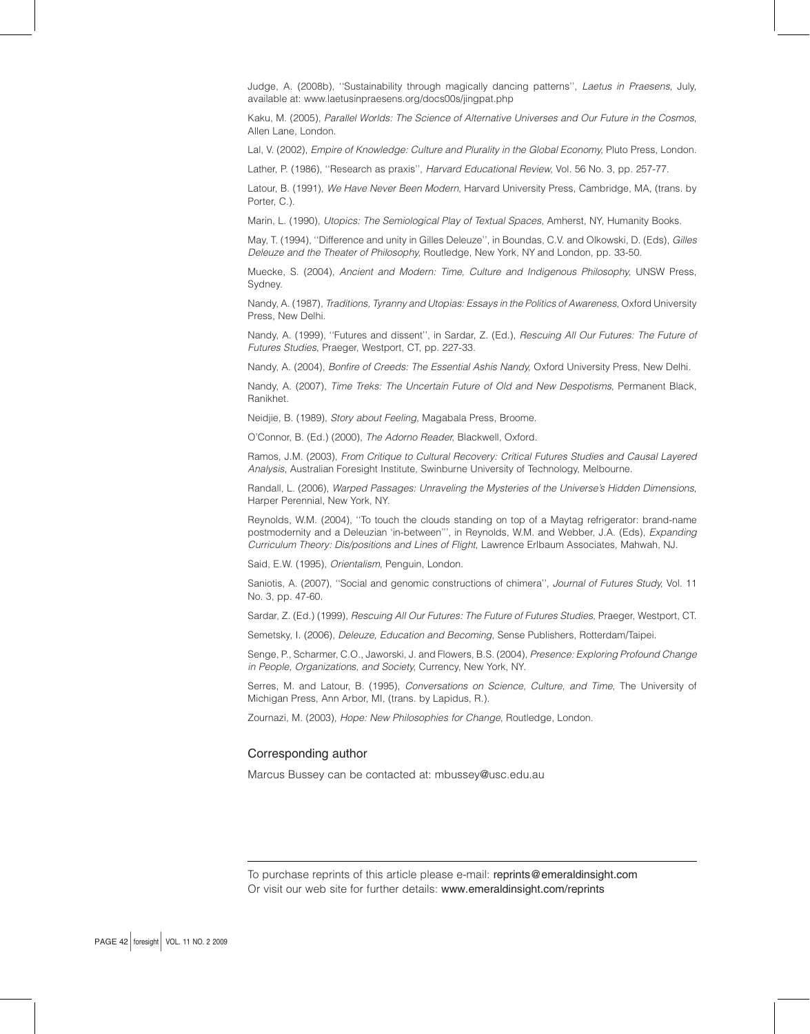Judge, A. (2008b), ''Sustainability through magically dancing patterns'', *Laetus in Praesens*, July, available at: www.laetusinpraesens.org/docs00s/jingpat.php

Kaku, M. (2005), *Parallel Worlds: The Science of Alternative Universes and Our Future in the Cosmos*, Allen Lane, London.

Lal, V. (2002), *Empire of Knowledge: Culture and Plurality in the Global Economy*, Pluto Press, London.

Lather, P. (1986), ''Research as praxis'', *Harvard Educational Review*, Vol. 56 No. 3, pp. 257-77.

Latour, B. (1991), *We Have Never Been Modern*, Harvard University Press, Cambridge, MA, (trans. by Porter, C.).

Marin, L. (1990), *Utopics: The Semiological Play of Textual Spaces*, Amherst, NY, Humanity Books.

May, T. (1994), ''Difference and unity in Gilles Deleuze'', in Boundas, C.V. and Olkowski, D. (Eds), *Gilles Deleuze and the Theater of Philosophy*, Routledge, New York, NY and London, pp. 33-50.

Muecke, S. (2004), *Ancient and Modern: Time, Culture and Indigenous Philosophy*, UNSW Press, Sydney.

Nandy, A. (1987), *Traditions, Tyranny and Utopias: Essays in the Politics of Awareness*, Oxford University Press, New Delhi.

Nandy, A. (1999), ''Futures and dissent'', in Sardar, Z. (Ed.), *Rescuing All Our Futures: The Future of Futures Studies*, Praeger, Westport, CT, pp. 227-33.

Nandy, A. (2004), *Bonfire of Creeds: The Essential Ashis Nandy*, Oxford University Press, New Delhi.

Nandy, A. (2007), *Time Treks: The Uncertain Future of Old and New Despotisms*, Permanent Black, Ranikhet.

Neidjie, B. (1989), *Story about Feeling*, Magabala Press, Broome.

O'Connor, B. (Ed.) (2000), *The Adorno Reader*, Blackwell, Oxford.

Ramos, J.M. (2003), *From Critique to Cultural Recovery: Critical Futures Studies and Causal Layered Analysis*, Australian Foresight Institute, Swinburne University of Technology, Melbourne.

Randall, L. (2006), *Warped Passages: Unraveling the Mysteries of the Universe's Hidden Dimensions*, Harper Perennial, New York, NY.

Reynolds, W.M. (2004), ''To touch the clouds standing on top of a Maytag refrigerator: brand-name postmodernity and a Deleuzian 'in-between''', in Reynolds, W.M. and Webber, J.A. (Eds), *Expanding Curriculum Theory: Dis/positions and Lines of Flight*, Lawrence Erlbaum Associates, Mahwah, NJ.

Said, E.W. (1995), *Orientalism*, Penguin, London.

Saniotis, A. (2007), ''Social and genomic constructions of chimera'', *Journal of Futures Study*, Vol. 11 No. 3, pp. 47-60.

Sardar, Z. (Ed.) (1999), *Rescuing All Our Futures: The Future of Futures Studies*, Praeger, Westport, CT.

Semetsky, I. (2006), *Deleuze, Education and Becoming*, Sense Publishers, Rotterdam/Taipei.

Senge, P., Scharmer, C.O., Jaworski, J. and Flowers, B.S. (2004), *Presence: Exploring Profound Change in People, Organizations, and Society*, Currency, New York, NY.

Serres, M. and Latour, B. (1995), *Conversations on Science, Culture, and Time*, The University of Michigan Press, Ann Arbor, MI, (trans. by Lapidus, R.).

Zournazi, M. (2003), *Hope: New Philosophies for Change*, Routledge, London.

## Corresponding author

Marcus Bussey can be contacted at: mbussey@usc.edu.au

To purchase reprints of this article please e-mail: reprints@emeraldinsight.com
Or visit our web site for further details: www.emeraldinsight.com/reprints